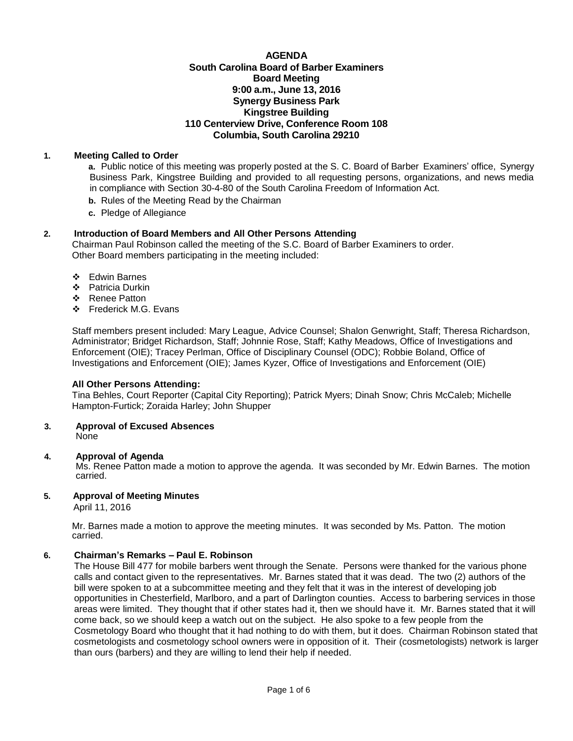# AGENDA

## South Carolina Board of Barber Examiners
## Board Meeting
## 9:00 a.m., June 13, 2016
## Synergy Business Park
## Kingstree Building
## 110 Centerview Drive, Conference Room 108
## Columbia, South Carolina 29210

### 1. Meeting Called to Order

- **a.** Public notice of this meeting was properly posted at the S. C. Board of Barber Examiners' office, Synergy Business Park, Kingstree Building and provided to all requesting persons, organizations, and news media in compliance with Section 30-4-80 of the South Carolina Freedom of Information Act.
- **b.** Rules of the Meeting Read by the Chairman
- **c.** Pledge of Allegiance

### 2. Introduction of Board Members and All Other Persons Attending

Chairman Paul Robinson called the meeting of the S.C. Board of Barber Examiners to order. Other Board members participating in the meeting included:

- Edwin Barnes
- Patricia Durkin
- Renee Patton
- Frederick M.G. Evans

Staff members present included: Mary League, Advice Counsel; Shalon Genwright, Staff; Theresa Richardson, Administrator; Bridget Richardson, Staff; Johnnie Rose, Staff; Kathy Meadows, Office of Investigations and Enforcement (OIE); Tracey Perlman, Office of Disciplinary Counsel (ODC); Robbie Boland, Office of Investigations and Enforcement (OIE); James Kyzer, Office of Investigations and Enforcement (OIE)

**All Other Persons Attending:**

Tina Behles, Court Reporter (Capital City Reporting); Patrick Myers; Dinah Snow; Chris McCaleb; Michelle Hampton-Furtick; Zoraida Harley; John Shupper

### 3. Approval of Excused Absences

None

### 4. Approval of Agenda

Ms. Renee Patton made a motion to approve the agenda. It was seconded by Mr. Edwin Barnes. The motion carried.

### 5. Approval of Meeting Minutes

April 11, 2016

Mr. Barnes made a motion to approve the meeting minutes. It was seconded by Ms. Patton. The motion carried.

### 6. Chairman's Remarks – Paul E. Robinson

The House Bill 477 for mobile barbers went through the Senate. Persons were thanked for the various phone calls and contact given to the representatives. Mr. Barnes stated that it was dead. The two (2) authors of the bill were spoken to at a subcommittee meeting and they felt that it was in the interest of developing job opportunities in Chesterfield, Marlboro, and a part of Darlington counties. Access to barbering services in those areas were limited. They thought that if other states had it, then we should have it. Mr. Barnes stated that it will come back, so we should keep a watch out on the subject. He also spoke to a few people from the Cosmetology Board who thought that it had nothing to do with them, but it does. Chairman Robinson stated that cosmetologists and cosmetology school owners were in opposition of it. Their (cosmetologists) network is larger than ours (barbers) and they are willing to lend their help if needed.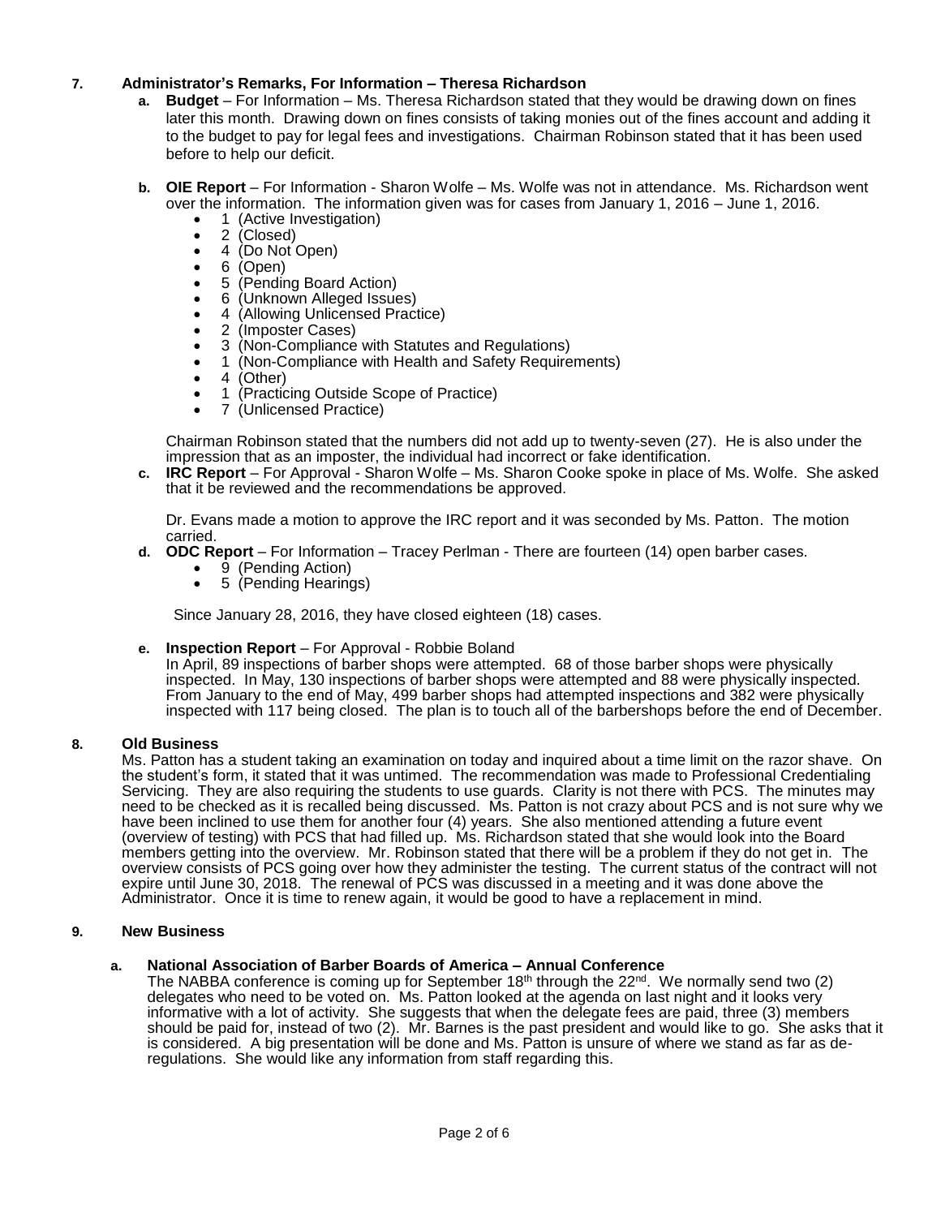**7. Administrator's Remarks, For Information – Theresa Richardson**

a. **Budget** – For Information – Ms. Theresa Richardson stated that they would be drawing down on fines later this month. Drawing down on fines consists of taking monies out of the fines account and adding it to the budget to pay for legal fees and investigations. Chairman Robinson stated that it has been used before to help our deficit.

b. **OIE Report** – For Information - Sharon Wolfe – Ms. Wolfe was not in attendance. Ms. Richardson went over the information. The information given was for cases from January 1, 2016 – June 1, 2016.

- 1 (Active Investigation)
- 2 (Closed)
- 4 (Do Not Open)
- 6 (Open)
- 5 (Pending Board Action)
- 6 (Unknown Alleged Issues)
- 4 (Allowing Unlicensed Practice)
- 2 (Imposter Cases)
- 3 (Non-Compliance with Statutes and Regulations)
- 1 (Non-Compliance with Health and Safety Requirements)
- 4 (Other)
- 1 (Practicing Outside Scope of Practice)
- 7 (Unlicensed Practice)

Chairman Robinson stated that the numbers did not add up to twenty-seven (27). He is also under the impression that as an imposter, the individual had incorrect or fake identification.

c. **IRC Report** – For Approval - Sharon Wolfe – Ms. Sharon Cooke spoke in place of Ms. Wolfe. She asked that it be reviewed and the recommendations be approved.

Dr. Evans made a motion to approve the IRC report and it was seconded by Ms. Patton. The motion carried.

d. **ODC Report** – For Information – Tracey Perlman - There are fourteen (14) open barber cases.

- 9 (Pending Action)
- 5 (Pending Hearings)

Since January 28, 2016, they have closed eighteen (18) cases.

e. **Inspection Report** – For Approval - Robbie Boland

In April, 89 inspections of barber shops were attempted. 68 of those barber shops were physically inspected. In May, 130 inspections of barber shops were attempted and 88 were physically inspected. From January to the end of May, 499 barber shops had attempted inspections and 382 were physically inspected with 117 being closed. The plan is to touch all of the barbershops before the end of December.

**8. Old Business**

Ms. Patton has a student taking an examination on today and inquired about a time limit on the razor shave. On the student's form, it stated that it was untimed. The recommendation was made to Professional Credentialing Servicing. They are also requiring the students to use guards. Clarity is not there with PCS. The minutes may need to be checked as it is recalled being discussed. Ms. Patton is not crazy about PCS and is not sure why we have been inclined to use them for another four (4) years. She also mentioned attending a future event (overview of testing) with PCS that had filled up. Ms. Richardson stated that she would look into the Board members getting into the overview. Mr. Robinson stated that there will be a problem if they do not get in. The overview consists of PCS going over how they administer the testing. The current status of the contract will not expire until June 30, 2018. The renewal of PCS was discussed in a meeting and it was done above the Administrator. Once it is time to renew again, it would be good to have a replacement in mind.

**9. New Business**

a. **National Association of Barber Boards of America – Annual Conference**

The NABBA conference is coming up for September 18th through the 22nd. We normally send two (2) delegates who need to be voted on. Ms. Patton looked at the agenda on last night and it looks very informative with a lot of activity. She suggests that when the delegate fees are paid, three (3) members should be paid for, instead of two (2). Mr. Barnes is the past president and would like to go. She asks that it is considered. A big presentation will be done and Ms. Patton is unsure of where we stand as far as de-regulations. She would like any information from staff regarding this.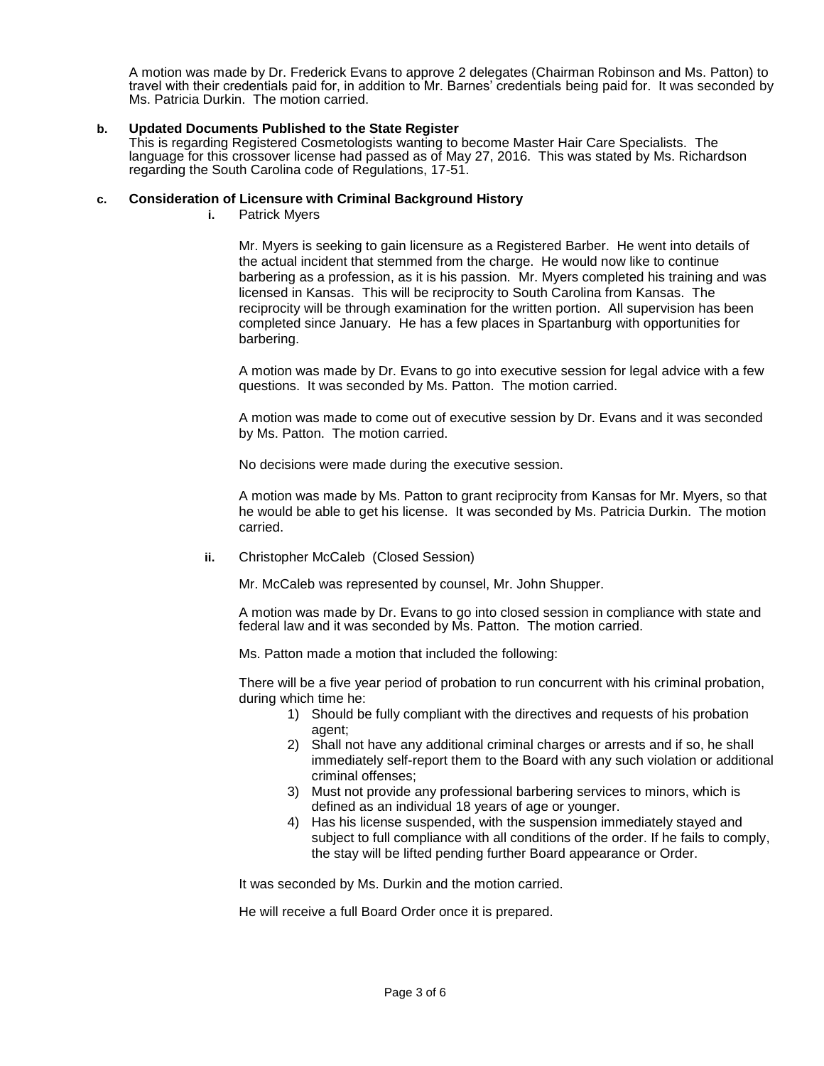A motion was made by Dr. Frederick Evans to approve 2 delegates (Chairman Robinson and Ms. Patton) to travel with their credentials paid for, in addition to Mr. Barnes' credentials being paid for. It was seconded by Ms. Patricia Durkin. The motion carried.

**b. Updated Documents Published to the State Register**

This is regarding Registered Cosmetologists wanting to become Master Hair Care Specialists. The language for this crossover license had passed as of May 27, 2016. This was stated by Ms. Richardson regarding the South Carolina code of Regulations, 17-51.

**c. Consideration of Licensure with Criminal Background History**

**i.** Patrick Myers

Mr. Myers is seeking to gain licensure as a Registered Barber. He went into details of the actual incident that stemmed from the charge. He would now like to continue barbering as a profession, as it is his passion. Mr. Myers completed his training and was licensed in Kansas. This will be reciprocity to South Carolina from Kansas. The reciprocity will be through examination for the written portion. All supervision has been completed since January. He has a few places in Spartanburg with opportunities for barbering.

A motion was made by Dr. Evans to go into executive session for legal advice with a few questions. It was seconded by Ms. Patton. The motion carried.

A motion was made to come out of executive session by Dr. Evans and it was seconded by Ms. Patton. The motion carried.

No decisions were made during the executive session.

A motion was made by Ms. Patton to grant reciprocity from Kansas for Mr. Myers, so that he would be able to get his license. It was seconded by Ms. Patricia Durkin. The motion carried.

**ii.** Christopher McCaleb (Closed Session)

Mr. McCaleb was represented by counsel, Mr. John Shupper.

A motion was made by Dr. Evans to go into closed session in compliance with state and federal law and it was seconded by Ms. Patton. The motion carried.

Ms. Patton made a motion that included the following:

There will be a five year period of probation to run concurrent with his criminal probation, during which time he:

1) Should be fully compliant with the directives and requests of his probation agent;
2) Shall not have any additional criminal charges or arrests and if so, he shall immediately self-report them to the Board with any such violation or additional criminal offenses;
3) Must not provide any professional barbering services to minors, which is defined as an individual 18 years of age or younger.
4) Has his license suspended, with the suspension immediately stayed and subject to full compliance with all conditions of the order. If he fails to comply, the stay will be lifted pending further Board appearance or Order.

It was seconded by Ms. Durkin and the motion carried.

He will receive a full Board Order once it is prepared.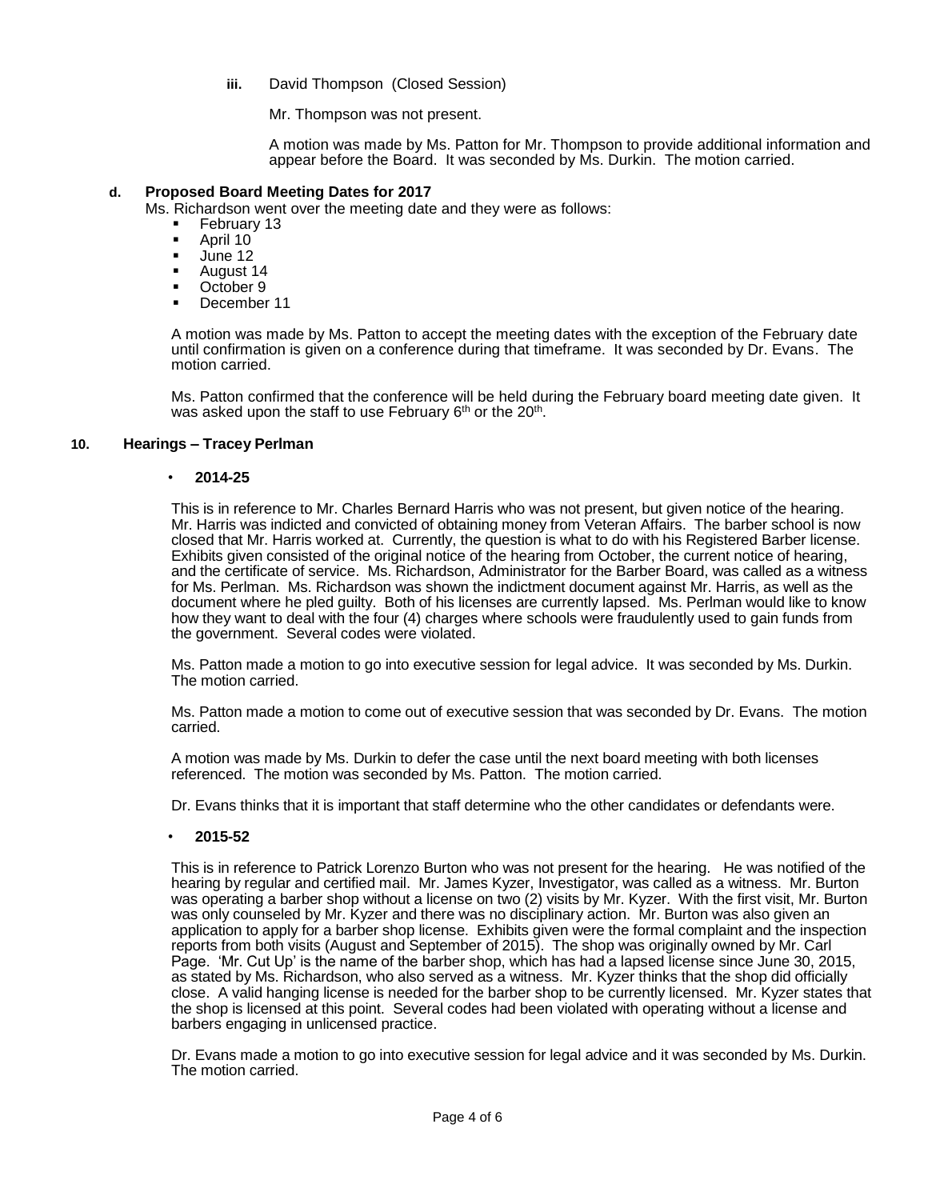**iii.** David Thompson (Closed Session)

Mr. Thompson was not present.

A motion was made by Ms. Patton for Mr. Thompson to provide additional information and appear before the Board. It was seconded by Ms. Durkin. The motion carried.

**d. Proposed Board Meeting Dates for 2017**

Ms. Richardson went over the meeting date and they were as follows:

- February 13
- April 10
- June 12
- August 14
- October 9
- December 11

A motion was made by Ms. Patton to accept the meeting dates with the exception of the February date until confirmation is given on a conference during that timeframe. It was seconded by Dr. Evans. The motion carried.

Ms. Patton confirmed that the conference will be held during the February board meeting date given. It was asked upon the staff to use February 6th or the 20th.

**10. Hearings – Tracey Perlman**

- **2014-25**

This is in reference to Mr. Charles Bernard Harris who was not present, but given notice of the hearing. Mr. Harris was indicted and convicted of obtaining money from Veteran Affairs. The barber school is now closed that Mr. Harris worked at. Currently, the question is what to do with his Registered Barber license. Exhibits given consisted of the original notice of the hearing from October, the current notice of hearing, and the certificate of service. Ms. Richardson, Administrator for the Barber Board, was called as a witness for Ms. Perlman. Ms. Richardson was shown the indictment document against Mr. Harris, as well as the document where he pled guilty. Both of his licenses are currently lapsed. Ms. Perlman would like to know how they want to deal with the four (4) charges where schools were fraudulently used to gain funds from the government. Several codes were violated.

Ms. Patton made a motion to go into executive session for legal advice. It was seconded by Ms. Durkin. The motion carried.

Ms. Patton made a motion to come out of executive session that was seconded by Dr. Evans. The motion carried.

A motion was made by Ms. Durkin to defer the case until the next board meeting with both licenses referenced. The motion was seconded by Ms. Patton. The motion carried.

Dr. Evans thinks that it is important that staff determine who the other candidates or defendants were.

- **2015-52**

This is in reference to Patrick Lorenzo Burton who was not present for the hearing. He was notified of the hearing by regular and certified mail. Mr. James Kyzer, Investigator, was called as a witness. Mr. Burton was operating a barber shop without a license on two (2) visits by Mr. Kyzer. With the first visit, Mr. Burton was only counseled by Mr. Kyzer and there was no disciplinary action. Mr. Burton was also given an application to apply for a barber shop license. Exhibits given were the formal complaint and the inspection reports from both visits (August and September of 2015). The shop was originally owned by Mr. Carl Page. 'Mr. Cut Up' is the name of the barber shop, which has had a lapsed license since June 30, 2015, as stated by Ms. Richardson, who also served as a witness. Mr. Kyzer thinks that the shop did officially close. A valid hanging license is needed for the barber shop to be currently licensed. Mr. Kyzer states that the shop is licensed at this point. Several codes had been violated with operating without a license and barbers engaging in unlicensed practice.

Dr. Evans made a motion to go into executive session for legal advice and it was seconded by Ms. Durkin. The motion carried.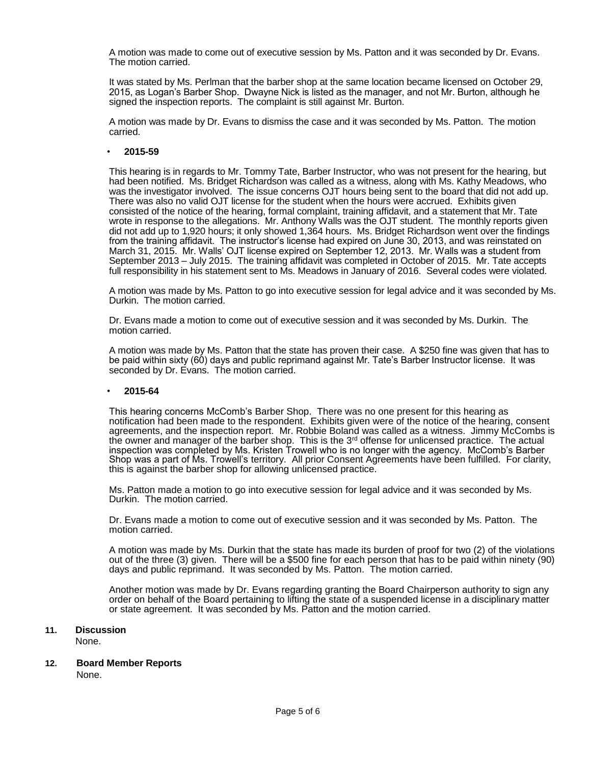A motion was made to come out of executive session by Ms. Patton and it was seconded by Dr. Evans. The motion carried.

It was stated by Ms. Perlman that the barber shop at the same location became licensed on October 29, 2015, as Logan's Barber Shop. Dwayne Nick is listed as the manager, and not Mr. Burton, although he signed the inspection reports. The complaint is still against Mr. Burton.

A motion was made by Dr. Evans to dismiss the case and it was seconded by Ms. Patton. The motion carried.

- **2015-59**

This hearing is in regards to Mr. Tommy Tate, Barber Instructor, who was not present for the hearing, but had been notified. Ms. Bridget Richardson was called as a witness, along with Ms. Kathy Meadows, who was the investigator involved. The issue concerns OJT hours being sent to the board that did not add up. There was also no valid OJT license for the student when the hours were accrued. Exhibits given consisted of the notice of the hearing, formal complaint, training affidavit, and a statement that Mr. Tate wrote in response to the allegations. Mr. Anthony Walls was the OJT student. The monthly reports given did not add up to 1,920 hours; it only showed 1,364 hours. Ms. Bridget Richardson went over the findings from the training affidavit. The instructor's license had expired on June 30, 2013, and was reinstated on March 31, 2015. Mr. Walls' OJT license expired on September 12, 2013. Mr. Walls was a student from September 2013 – July 2015. The training affidavit was completed in October of 2015. Mr. Tate accepts full responsibility in his statement sent to Ms. Meadows in January of 2016. Several codes were violated.

A motion was made by Ms. Patton to go into executive session for legal advice and it was seconded by Ms. Durkin. The motion carried.

Dr. Evans made a motion to come out of executive session and it was seconded by Ms. Durkin. The motion carried.

A motion was made by Ms. Patton that the state has proven their case. A $250 fine was given that has to be paid within sixty (60) days and public reprimand against Mr. Tate's Barber Instructor license. It was seconded by Dr. Evans. The motion carried.

- **2015-64**

This hearing concerns McComb's Barber Shop. There was no one present for this hearing as notification had been made to the respondent. Exhibits given were of the notice of the hearing, consent agreements, and the inspection report. Mr. Robbie Boland was called as a witness. Jimmy McCombs is the owner and manager of the barber shop. This is the 3rd offense for unlicensed practice. The actual inspection was completed by Ms. Kristen Trowell who is no longer with the agency. McComb's Barber Shop was a part of Ms. Trowell's territory. All prior Consent Agreements have been fulfilled. For clarity, this is against the barber shop for allowing unlicensed practice.

Ms. Patton made a motion to go into executive session for legal advice and it was seconded by Ms. Durkin. The motion carried.

Dr. Evans made a motion to come out of executive session and it was seconded by Ms. Patton. The motion carried.

A motion was made by Ms. Durkin that the state has made its burden of proof for two (2) of the violations out of the three (3) given. There will be a $500 fine for each person that has to be paid within ninety (90) days and public reprimand. It was seconded by Ms. Patton. The motion carried.

Another motion was made by Dr. Evans regarding granting the Board Chairperson authority to sign any order on behalf of the Board pertaining to lifting the state of a suspended license in a disciplinary matter or state agreement. It was seconded by Ms. Patton and the motion carried.

**11. Discussion**

None.

**12. Board Member Reports**

None.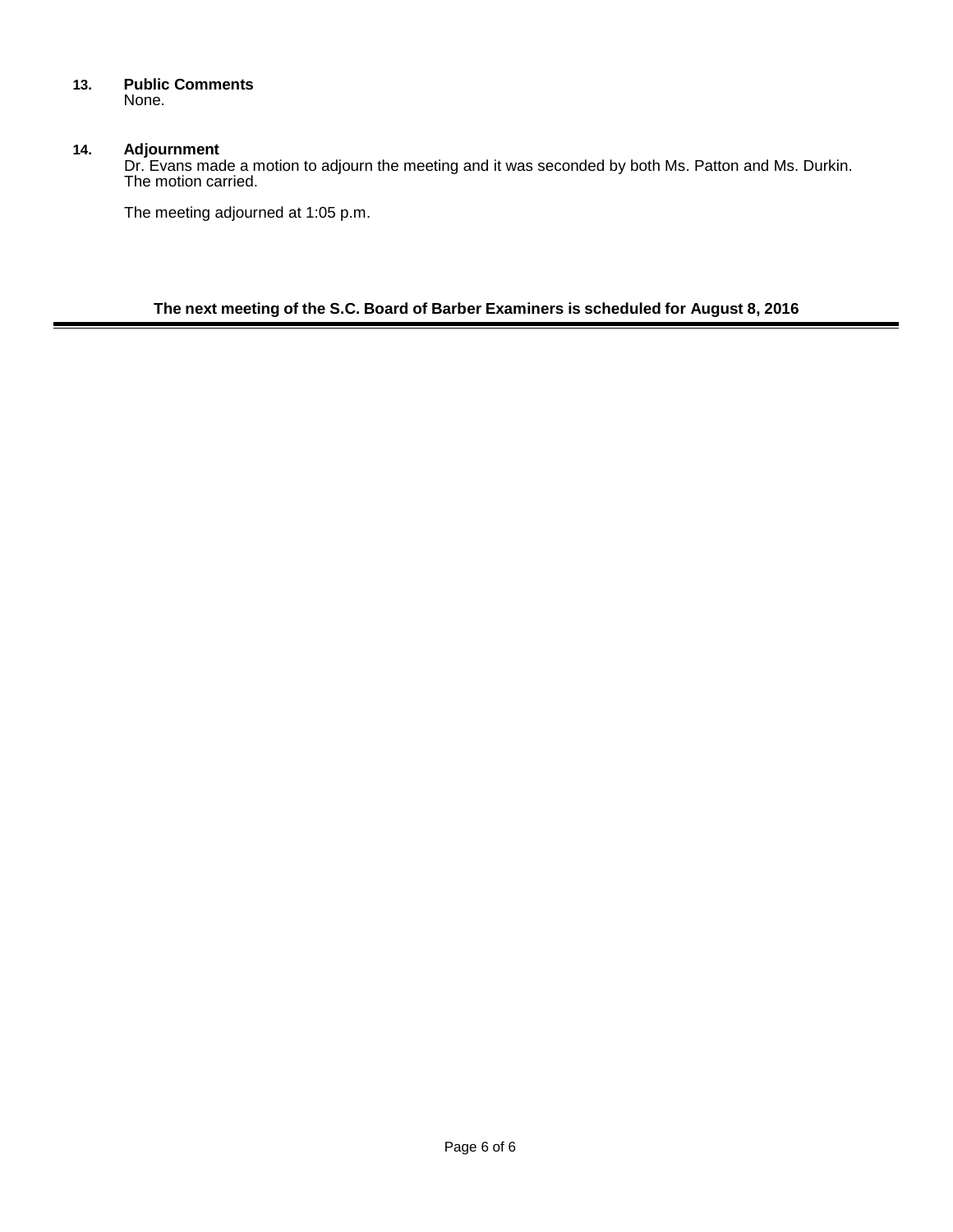**13. Public Comments**

None.

**14. Adjournment**

Dr. Evans made a motion to adjourn the meeting and it was seconded by both Ms. Patton and Ms. Durkin. The motion carried.

The meeting adjourned at 1:05 p.m.

**The next meeting of the S.C. Board of Barber Examiners is scheduled for August 8, 2016**